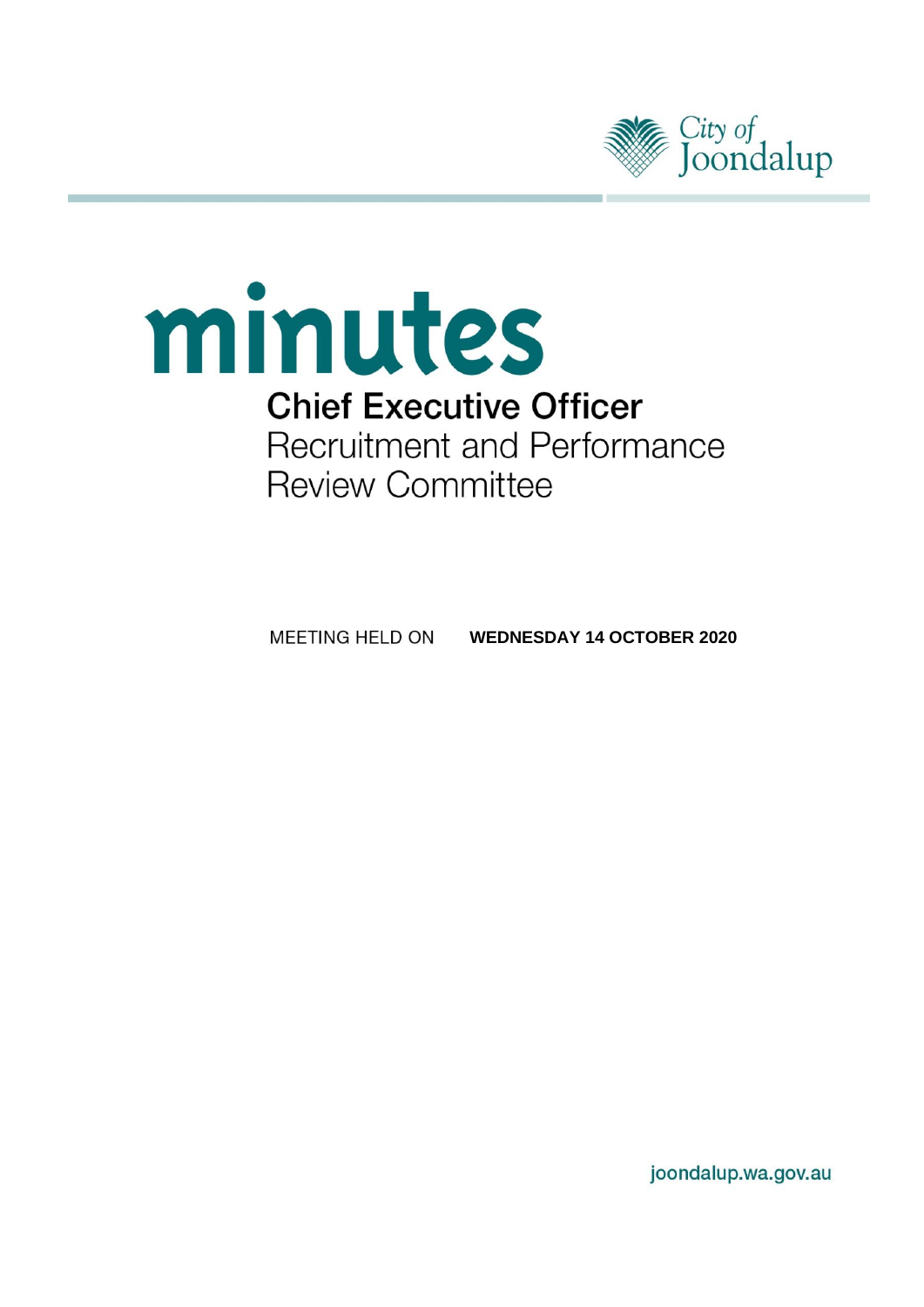City of Joondalup

# minutes

## Chief Executive Officer

Recruitment and Performance Review Committee

MEETING HELD ON **WEDNESDAY 14 OCTOBER 2020**

joondalup.wa.gov.au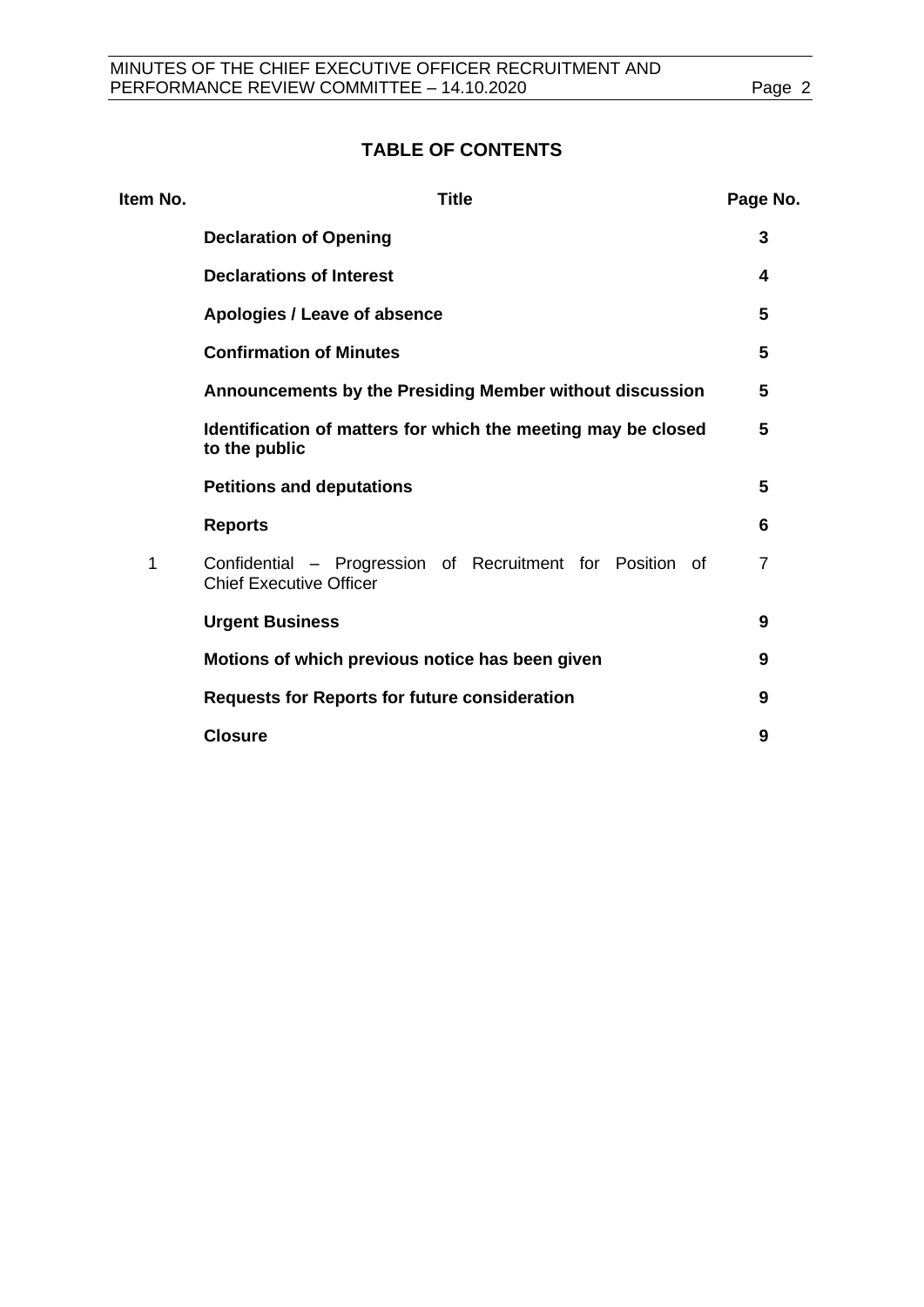## TABLE OF CONTENTS

| Item No. | Title | Page No. |
|---|---|---|
| | **Declaration of Opening** | **3** |
| | **Declarations of Interest** | **4** |
| | **Apologies / Leave of absence** | **5** |
| | **Confirmation of Minutes** | **5** |
| | **Announcements by the Presiding Member without discussion** | **5** |
| | **Identification of matters for which the meeting may be closed to the public** | **5** |
| | **Petitions and deputations** | **5** |
| | **Reports** | **6** |
| 1 | Confidential – Progression of Recruitment for Position of Chief Executive Officer | 7 |
| | **Urgent Business** | **9** |
| | **Motions of which previous notice has been given** | **9** |
| | **Requests for Reports for future consideration** | **9** |
| | **Closure** | **9** |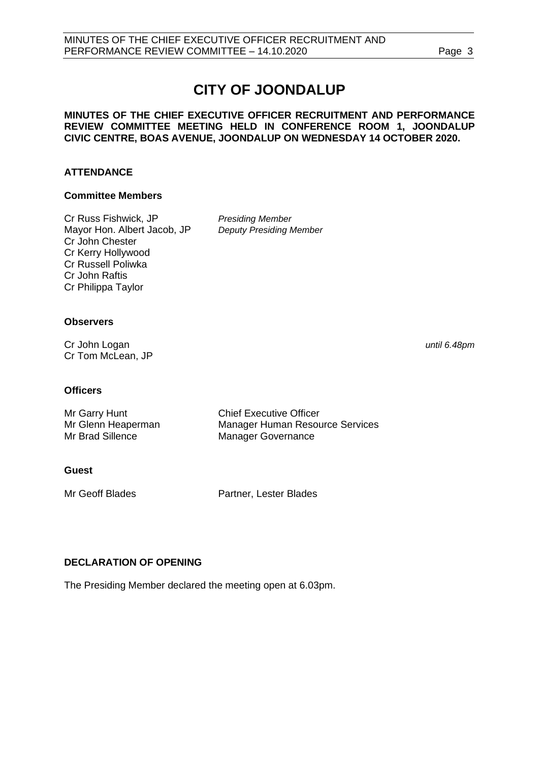# CITY OF JOONDALUP

**MINUTES OF THE CHIEF EXECUTIVE OFFICER RECRUITMENT AND PERFORMANCE REVIEW COMMITTEE MEETING HELD IN CONFERENCE ROOM 1, JOONDALUP CIVIC CENTRE, BOAS AVENUE, JOONDALUP ON WEDNESDAY 14 OCTOBER 2020.**

## ATTENDANCE

### Committee Members

Cr Russ Fishwick, JP — *Presiding Member*
Mayor Hon. Albert Jacob, JP — *Deputy Presiding Member*
Cr John Chester
Cr Kerry Hollywood
Cr Russell Poliwka
Cr John Raftis
Cr Philippa Taylor

### Observers

Cr John Logan — *until 6.48pm*
Cr Tom McLean, JP

### Officers

Mr Garry Hunt — Chief Executive Officer
Mr Glenn Heaperman — Manager Human Resource Services
Mr Brad Sillence — Manager Governance

### Guest

Mr Geoff Blades — Partner, Lester Blades

## DECLARATION OF OPENING

The Presiding Member declared the meeting open at 6.03pm.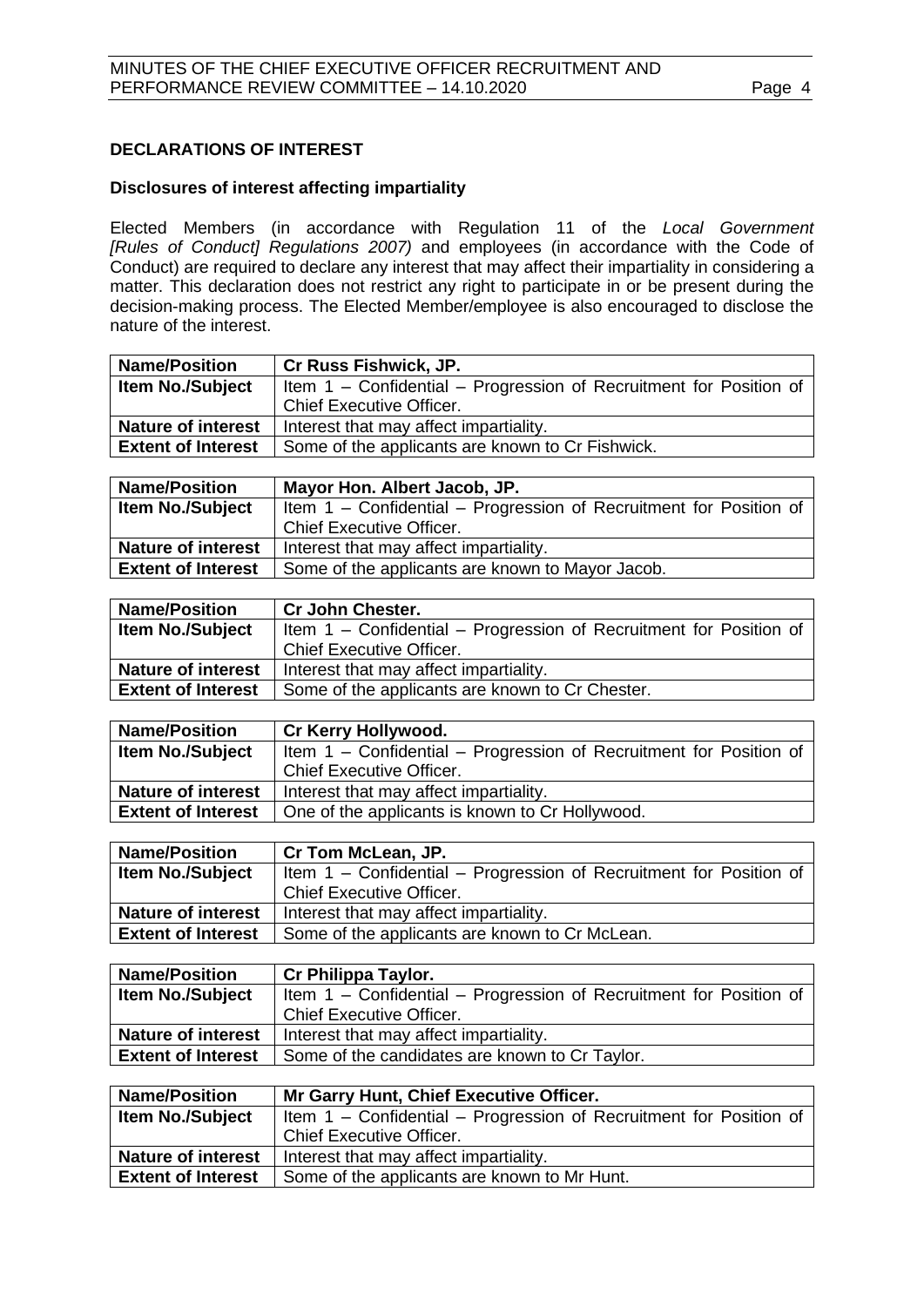## DECLARATIONS OF INTEREST

### Disclosures of interest affecting impartiality

Elected Members (in accordance with Regulation 11 of the *Local Government [Rules of Conduct] Regulations 2007)* and employees (in accordance with the Code of Conduct) are required to declare any interest that may affect their impartiality in considering a matter. This declaration does not restrict any right to participate in or be present during the decision-making process. The Elected Member/employee is also encouraged to disclose the nature of the interest.

| **Name/Position** | **Cr Russ Fishwick, JP.** |
|---|---|
| **Item No./Subject** | Item 1 – Confidential – Progression of Recruitment for Position of Chief Executive Officer. |
| **Nature of interest** | Interest that may affect impartiality. |
| **Extent of Interest** | Some of the applicants are known to Cr Fishwick. |

| **Name/Position** | **Mayor Hon. Albert Jacob, JP.** |
|---|---|
| **Item No./Subject** | Item 1 – Confidential – Progression of Recruitment for Position of Chief Executive Officer. |
| **Nature of interest** | Interest that may affect impartiality. |
| **Extent of Interest** | Some of the applicants are known to Mayor Jacob. |

| **Name/Position** | **Cr John Chester.** |
|---|---|
| **Item No./Subject** | Item 1 – Confidential – Progression of Recruitment for Position of Chief Executive Officer. |
| **Nature of interest** | Interest that may affect impartiality. |
| **Extent of Interest** | Some of the applicants are known to Cr Chester. |

| **Name/Position** | **Cr Kerry Hollywood.** |
|---|---|
| **Item No./Subject** | Item 1 – Confidential – Progression of Recruitment for Position of Chief Executive Officer. |
| **Nature of interest** | Interest that may affect impartiality. |
| **Extent of Interest** | One of the applicants is known to Cr Hollywood. |

| **Name/Position** | **Cr Tom McLean, JP.** |
|---|---|
| **Item No./Subject** | Item 1 – Confidential – Progression of Recruitment for Position of Chief Executive Officer. |
| **Nature of interest** | Interest that may affect impartiality. |
| **Extent of Interest** | Some of the applicants are known to Cr McLean. |

| **Name/Position** | **Cr Philippa Taylor.** |
|---|---|
| **Item No./Subject** | Item 1 – Confidential – Progression of Recruitment for Position of Chief Executive Officer. |
| **Nature of interest** | Interest that may affect impartiality. |
| **Extent of Interest** | Some of the candidates are known to Cr Taylor. |

| **Name/Position** | **Mr Garry Hunt, Chief Executive Officer.** |
|---|---|
| **Item No./Subject** | Item 1 – Confidential – Progression of Recruitment for Position of Chief Executive Officer. |
| **Nature of interest** | Interest that may affect impartiality. |
| **Extent of Interest** | Some of the applicants are known to Mr Hunt. |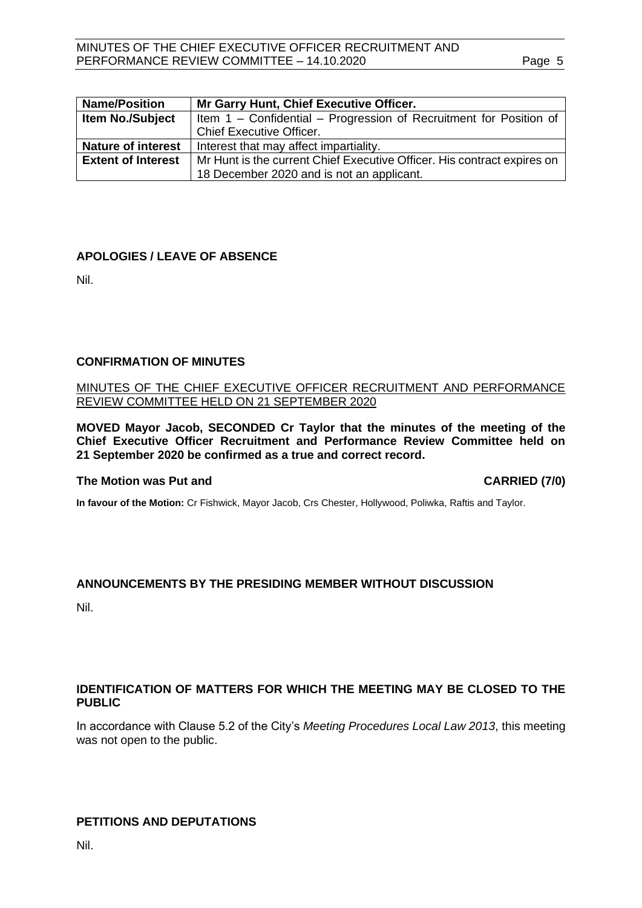| Name/Position | Mr Garry Hunt, Chief Executive Officer. |
|---|---|
| Item No./Subject | Item 1 – Confidential – Progression of Recruitment for Position of Chief Executive Officer. |
| Nature of interest | Interest that may affect impartiality. |
| Extent of Interest | Mr Hunt is the current Chief Executive Officer. His contract expires on 18 December 2020 and is not an applicant. |

## APOLOGIES / LEAVE OF ABSENCE

Nil.

## CONFIRMATION OF MINUTES

MINUTES OF THE CHIEF EXECUTIVE OFFICER RECRUITMENT AND PERFORMANCE REVIEW COMMITTEE HELD ON 21 SEPTEMBER 2020

**MOVED Mayor Jacob, SECONDED Cr Taylor that the minutes of the meeting of the Chief Executive Officer Recruitment and Performance Review Committee held on 21 September 2020 be confirmed as a true and correct record.**

**The Motion was Put and CARRIED (7/0)**

**In favour of the Motion:** Cr Fishwick, Mayor Jacob, Crs Chester, Hollywood, Poliwka, Raftis and Taylor.

## ANNOUNCEMENTS BY THE PRESIDING MEMBER WITHOUT DISCUSSION

Nil.

## IDENTIFICATION OF MATTERS FOR WHICH THE MEETING MAY BE CLOSED TO THE PUBLIC

In accordance with Clause 5.2 of the City's *Meeting Procedures Local Law 2013*, this meeting was not open to the public.

## PETITIONS AND DEPUTATIONS

Nil.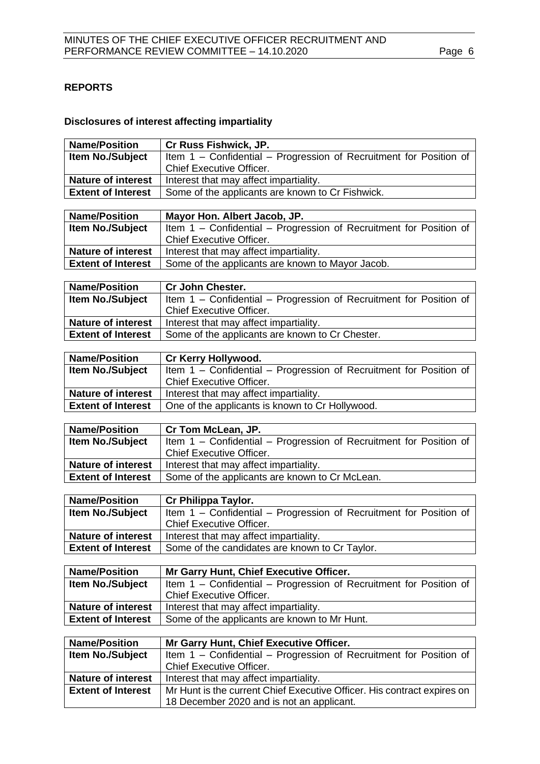## REPORTS

### Disclosures of interest affecting impartiality

| Name/Position | Cr Russ Fishwick, JP. |
|---|---|
| Item No./Subject | Item 1 – Confidential – Progression of Recruitment for Position of Chief Executive Officer. |
| Nature of interest | Interest that may affect impartiality. |
| Extent of Interest | Some of the applicants are known to Cr Fishwick. |

| Name/Position | Mayor Hon. Albert Jacob, JP. |
|---|---|
| Item No./Subject | Item 1 – Confidential – Progression of Recruitment for Position of Chief Executive Officer. |
| Nature of interest | Interest that may affect impartiality. |
| Extent of Interest | Some of the applicants are known to Mayor Jacob. |

| Name/Position | Cr John Chester. |
|---|---|
| Item No./Subject | Item 1 – Confidential – Progression of Recruitment for Position of Chief Executive Officer. |
| Nature of interest | Interest that may affect impartiality. |
| Extent of Interest | Some of the applicants are known to Cr Chester. |

| Name/Position | Cr Kerry Hollywood. |
|---|---|
| Item No./Subject | Item 1 – Confidential – Progression of Recruitment for Position of Chief Executive Officer. |
| Nature of interest | Interest that may affect impartiality. |
| Extent of Interest | One of the applicants is known to Cr Hollywood. |

| Name/Position | Cr Tom McLean, JP. |
|---|---|
| Item No./Subject | Item 1 – Confidential – Progression of Recruitment for Position of Chief Executive Officer. |
| Nature of interest | Interest that may affect impartiality. |
| Extent of Interest | Some of the applicants are known to Cr McLean. |

| Name/Position | Cr Philippa Taylor. |
|---|---|
| Item No./Subject | Item 1 – Confidential – Progression of Recruitment for Position of Chief Executive Officer. |
| Nature of interest | Interest that may affect impartiality. |
| Extent of Interest | Some of the candidates are known to Cr Taylor. |

| Name/Position | Mr Garry Hunt, Chief Executive Officer. |
|---|---|
| Item No./Subject | Item 1 – Confidential – Progression of Recruitment for Position of Chief Executive Officer. |
| Nature of interest | Interest that may affect impartiality. |
| Extent of Interest | Some of the applicants are known to Mr Hunt. |

| Name/Position | Mr Garry Hunt, Chief Executive Officer. |
|---|---|
| Item No./Subject | Item 1 – Confidential – Progression of Recruitment for Position of Chief Executive Officer. |
| Nature of interest | Interest that may affect impartiality. |
| Extent of Interest | Mr Hunt is the current Chief Executive Officer. His contract expires on 18 December 2020 and is not an applicant. |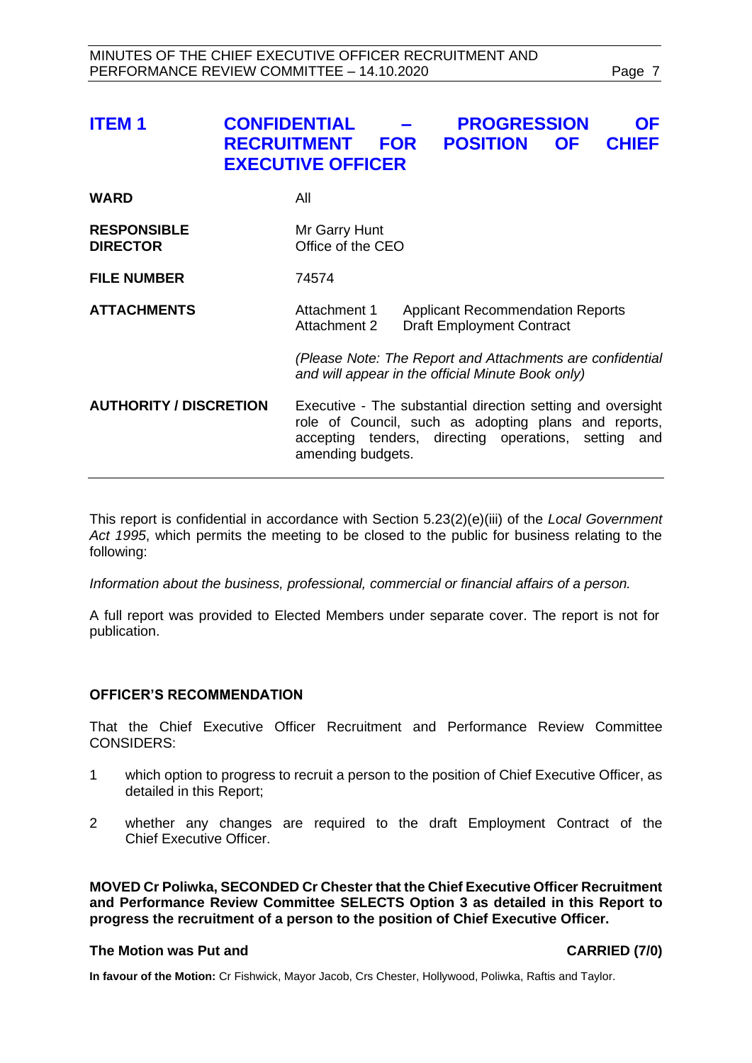# ITEM 1 CONFIDENTIAL – PROGRESSION OF RECRUITMENT FOR POSITION OF CHIEF EXECUTIVE OFFICER

| | | |
|---|---|---|
| **WARD** | All | |
| **RESPONSIBLE DIRECTOR** | Mr Garry Hunt<br>Office of the CEO | |
| **FILE NUMBER** | 74574 | |
| **ATTACHMENTS** | Attachment 1<br>Attachment 2 | Applicant Recommendation Reports<br>Draft Employment Contract |
| | *(Please Note: The Report and Attachments are confidential and will appear in the official Minute Book only)* | |
| **AUTHORITY / DISCRETION** | Executive - The substantial direction setting and oversight role of Council, such as adopting plans and reports, accepting tenders, directing operations, setting and amending budgets. | |

This report is confidential in accordance with Section 5.23(2)(e)(iii) of the *Local Government Act 1995*, which permits the meeting to be closed to the public for business relating to the following:

*Information about the business, professional, commercial or financial affairs of a person.*

A full report was provided to Elected Members under separate cover. The report is not for publication.

## OFFICER'S RECOMMENDATION

That the Chief Executive Officer Recruitment and Performance Review Committee CONSIDERS:

1 which option to progress to recruit a person to the position of Chief Executive Officer, as detailed in this Report;

2 whether any changes are required to the draft Employment Contract of the Chief Executive Officer.

**MOVED Cr Poliwka, SECONDED Cr Chester that the Chief Executive Officer Recruitment and Performance Review Committee SELECTS Option 3 as detailed in this Report to progress the recruitment of a person to the position of Chief Executive Officer.**

**The Motion was Put and CARRIED (7/0)**

**In favour of the Motion:** Cr Fishwick, Mayor Jacob, Crs Chester, Hollywood, Poliwka, Raftis and Taylor.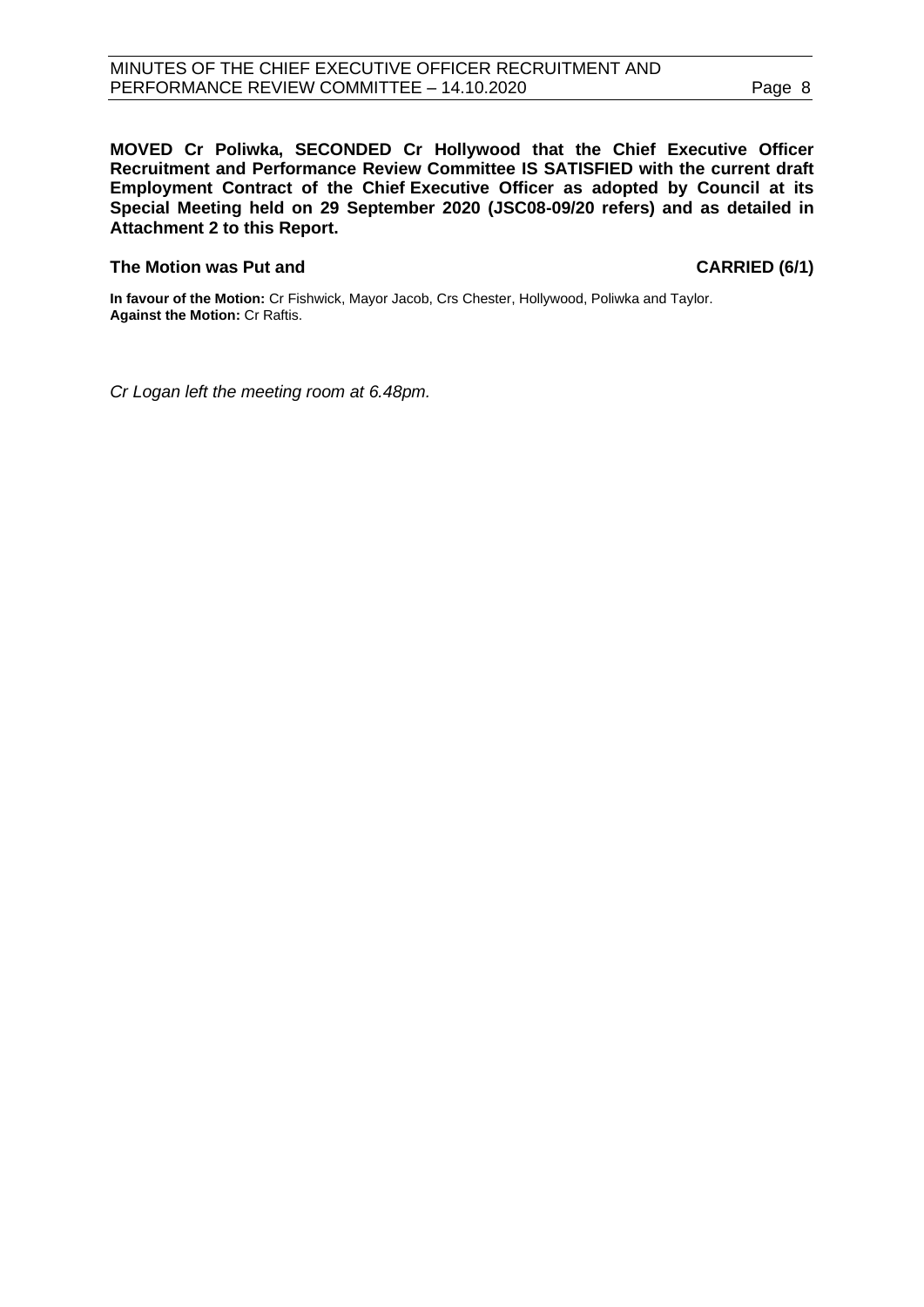**MOVED Cr Poliwka, SECONDED Cr Hollywood that the Chief Executive Officer Recruitment and Performance Review Committee IS SATISFIED with the current draft Employment Contract of the Chief Executive Officer as adopted by Council at its Special Meeting held on 29 September 2020 (JSC08-09/20 refers) and as detailed in Attachment 2 to this Report.**

**The Motion was Put and CARRIED (6/1)**

**In favour of the Motion:** Cr Fishwick, Mayor Jacob, Crs Chester, Hollywood, Poliwka and Taylor.
**Against the Motion:** Cr Raftis.

*Cr Logan left the meeting room at 6.48pm.*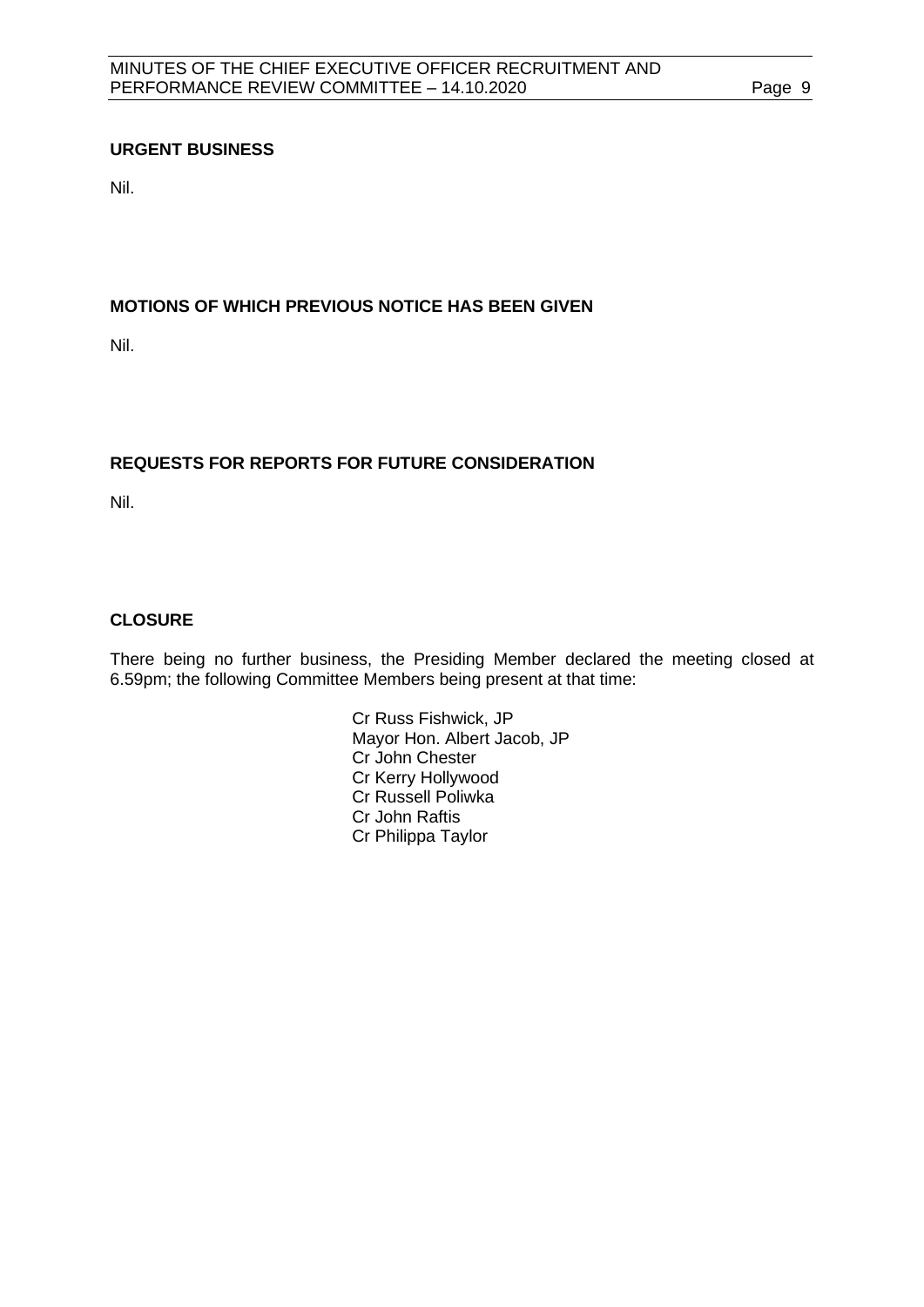**URGENT BUSINESS**

Nil.

**MOTIONS OF WHICH PREVIOUS NOTICE HAS BEEN GIVEN**

Nil.

**REQUESTS FOR REPORTS FOR FUTURE CONSIDERATION**

Nil.

**CLOSURE**

There being no further business, the Presiding Member declared the meeting closed at 6.59pm; the following Committee Members being present at that time:

Cr Russ Fishwick, JP
Mayor Hon. Albert Jacob, JP
Cr John Chester
Cr Kerry Hollywood
Cr Russell Poliwka
Cr John Raftis
Cr Philippa Taylor